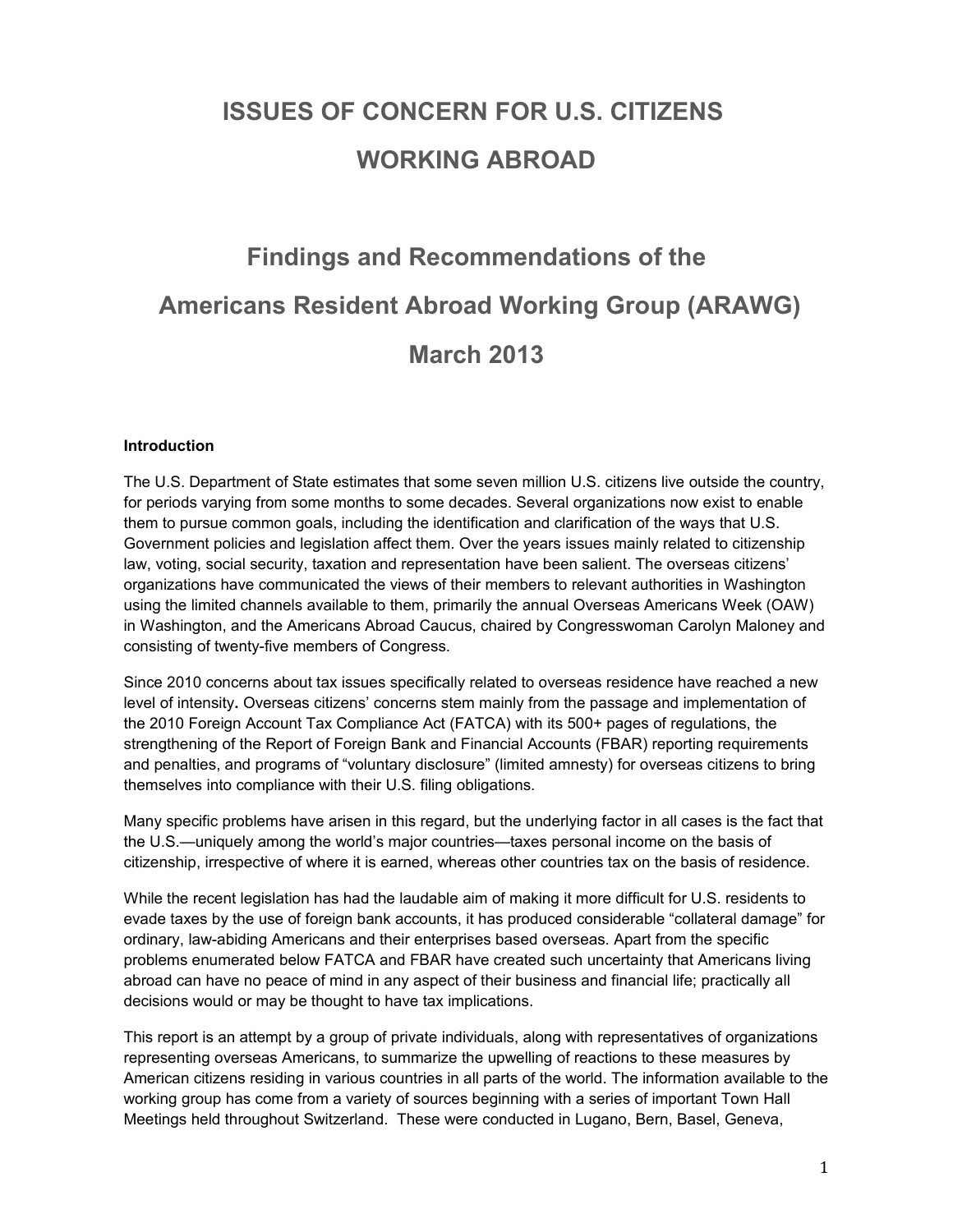# ISSUES OF CONCERN FOR U.S. CITIZENS WORKING ABROAD

## Findings and Recommendations of the Americans Resident Abroad Working Group (ARAWG)

## March 2013

**Introduction**

The U.S. Department of State estimates that some seven million U.S. citizens live outside the country, for periods varying from some months to some decades. Several organizations now exist to enable them to pursue common goals, including the identification and clarification of the ways that U.S. Government policies and legislation affect them. Over the years issues mainly related to citizenship law, voting, social security, taxation and representation have been salient. The overseas citizens' organizations have communicated the views of their members to relevant authorities in Washington using the limited channels available to them, primarily the annual Overseas Americans Week (OAW) in Washington, and the Americans Abroad Caucus, chaired by Congresswoman Carolyn Maloney and consisting of twenty-five members of Congress.

Since 2010 concerns about tax issues specifically related to overseas residence have reached a new level of intensity**.** Overseas citizens' concerns stem mainly from the passage and implementation of the 2010 Foreign Account Tax Compliance Act (FATCA) with its 500+ pages of regulations, the strengthening of the Report of Foreign Bank and Financial Accounts (FBAR) reporting requirements and penalties, and programs of "voluntary disclosure" (limited amnesty) for overseas citizens to bring themselves into compliance with their U.S. filing obligations.

Many specific problems have arisen in this regard, but the underlying factor in all cases is the fact that the U.S.—uniquely among the world's major countries—taxes personal income on the basis of citizenship, irrespective of where it is earned, whereas other countries tax on the basis of residence.

While the recent legislation has had the laudable aim of making it more difficult for U.S. residents to evade taxes by the use of foreign bank accounts, it has produced considerable "collateral damage" for ordinary, law-abiding Americans and their enterprises based overseas. Apart from the specific problems enumerated below FATCA and FBAR have created such uncertainty that Americans living abroad can have no peace of mind in any aspect of their business and financial life; practically all decisions would or may be thought to have tax implications.

This report is an attempt by a group of private individuals, along with representatives of organizations representing overseas Americans, to summarize the upwelling of reactions to these measures by American citizens residing in various countries in all parts of the world. The information available to the working group has come from a variety of sources beginning with a series of important Town Hall Meetings held throughout Switzerland. These were conducted in Lugano, Bern, Basel, Geneva,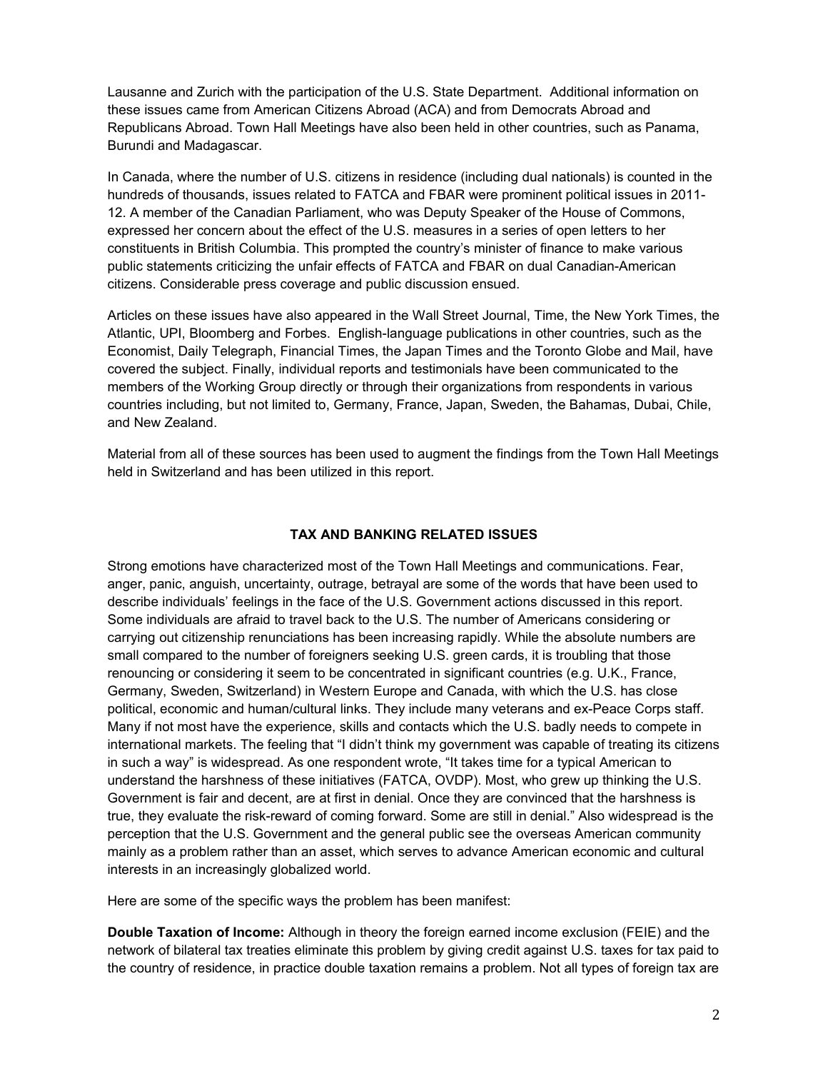Lausanne and Zurich with the participation of the U.S. State Department. Additional information on these issues came from American Citizens Abroad (ACA) and from Democrats Abroad and Republicans Abroad. Town Hall Meetings have also been held in other countries, such as Panama, Burundi and Madagascar.

In Canada, where the number of U.S. citizens in residence (including dual nationals) is counted in the hundreds of thousands, issues related to FATCA and FBAR were prominent political issues in 2011-12. A member of the Canadian Parliament, who was Deputy Speaker of the House of Commons, expressed her concern about the effect of the U.S. measures in a series of open letters to her constituents in British Columbia. This prompted the country's minister of finance to make various public statements criticizing the unfair effects of FATCA and FBAR on dual Canadian-American citizens. Considerable press coverage and public discussion ensued.

Articles on these issues have also appeared in the Wall Street Journal, Time, the New York Times, the Atlantic, UPI, Bloomberg and Forbes. English-language publications in other countries, such as the Economist, Daily Telegraph, Financial Times, the Japan Times and the Toronto Globe and Mail, have covered the subject. Finally, individual reports and testimonials have been communicated to the members of the Working Group directly or through their organizations from respondents in various countries including, but not limited to, Germany, France, Japan, Sweden, the Bahamas, Dubai, Chile, and New Zealand.

Material from all of these sources has been used to augment the findings from the Town Hall Meetings held in Switzerland and has been utilized in this report.

## TAX AND BANKING RELATED ISSUES

Strong emotions have characterized most of the Town Hall Meetings and communications. Fear, anger, panic, anguish, uncertainty, outrage, betrayal are some of the words that have been used to describe individuals' feelings in the face of the U.S. Government actions discussed in this report. Some individuals are afraid to travel back to the U.S. The number of Americans considering or carrying out citizenship renunciations has been increasing rapidly. While the absolute numbers are small compared to the number of foreigners seeking U.S. green cards, it is troubling that those renouncing or considering it seem to be concentrated in significant countries (e.g. U.K., France, Germany, Sweden, Switzerland) in Western Europe and Canada, with which the U.S. has close political, economic and human/cultural links. They include many veterans and ex-Peace Corps staff. Many if not most have the experience, skills and contacts which the U.S. badly needs to compete in international markets. The feeling that "I didn't think my government was capable of treating its citizens in such a way" is widespread. As one respondent wrote, "It takes time for a typical American to understand the harshness of these initiatives (FATCA, OVDP). Most, who grew up thinking the U.S. Government is fair and decent, are at first in denial. Once they are convinced that the harshness is true, they evaluate the risk-reward of coming forward. Some are still in denial." Also widespread is the perception that the U.S. Government and the general public see the overseas American community mainly as a problem rather than an asset, which serves to advance American economic and cultural interests in an increasingly globalized world.

Here are some of the specific ways the problem has been manifest:

**Double Taxation of Income:** Although in theory the foreign earned income exclusion (FEIE) and the network of bilateral tax treaties eliminate this problem by giving credit against U.S. taxes for tax paid to the country of residence, in practice double taxation remains a problem. Not all types of foreign tax are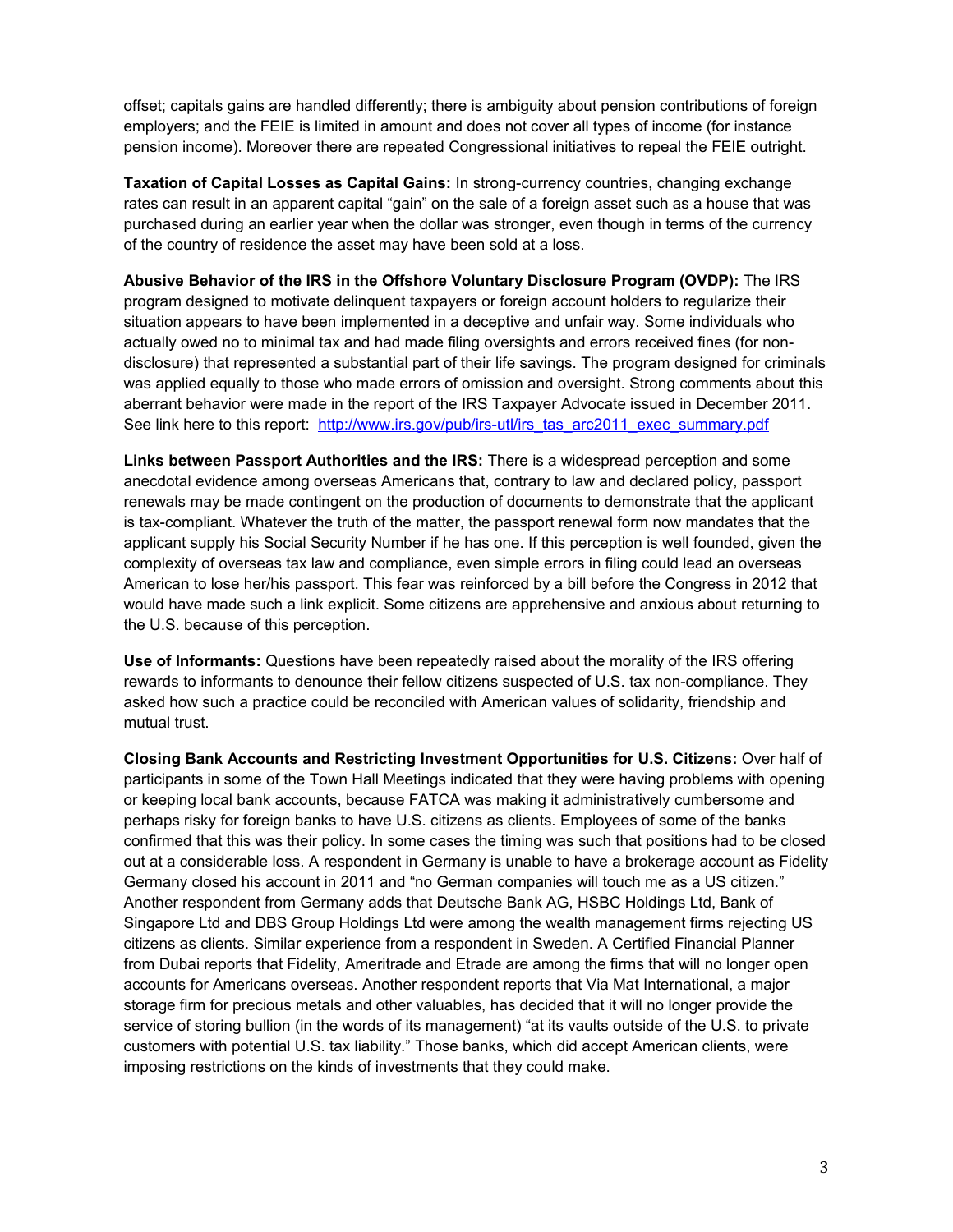offset; capitals gains are handled differently; there is ambiguity about pension contributions of foreign employers; and the FEIE is limited in amount and does not cover all types of income (for instance pension income). Moreover there are repeated Congressional initiatives to repeal the FEIE outright.

**Taxation of Capital Losses as Capital Gains:** In strong-currency countries, changing exchange rates can result in an apparent capital "gain" on the sale of a foreign asset such as a house that was purchased during an earlier year when the dollar was stronger, even though in terms of the currency of the country of residence the asset may have been sold at a loss.

**Abusive Behavior of the IRS in the Offshore Voluntary Disclosure Program (OVDP):** The IRS program designed to motivate delinquent taxpayers or foreign account holders to regularize their situation appears to have been implemented in a deceptive and unfair way. Some individuals who actually owed no to minimal tax and had made filing oversights and errors received fines (for non-disclosure) that represented a substantial part of their life savings. The program designed for criminals was applied equally to those who made errors of omission and oversight. Strong comments about this aberrant behavior were made in the report of the IRS Taxpayer Advocate issued in December 2011. See link here to this report: [http://www.irs.gov/pub/irs-utl/irs_tas_arc2011_exec_summary.pdf](http://www.irs.gov/pub/irs-utl/irs_tas_arc2011_exec_summary.pdf)

**Links between Passport Authorities and the IRS:** There is a widespread perception and some anecdotal evidence among overseas Americans that, contrary to law and declared policy, passport renewals may be made contingent on the production of documents to demonstrate that the applicant is tax-compliant. Whatever the truth of the matter, the passport renewal form now mandates that the applicant supply his Social Security Number if he has one. If this perception is well founded, given the complexity of overseas tax law and compliance, even simple errors in filing could lead an overseas American to lose her/his passport. This fear was reinforced by a bill before the Congress in 2012 that would have made such a link explicit. Some citizens are apprehensive and anxious about returning to the U.S. because of this perception.

**Use of Informants:** Questions have been repeatedly raised about the morality of the IRS offering rewards to informants to denounce their fellow citizens suspected of U.S. tax non-compliance. They asked how such a practice could be reconciled with American values of solidarity, friendship and mutual trust.

**Closing Bank Accounts and Restricting Investment Opportunities for U.S. Citizens:** Over half of participants in some of the Town Hall Meetings indicated that they were having problems with opening or keeping local bank accounts, because FATCA was making it administratively cumbersome and perhaps risky for foreign banks to have U.S. citizens as clients. Employees of some of the banks confirmed that this was their policy. In some cases the timing was such that positions had to be closed out at a considerable loss. A respondent in Germany is unable to have a brokerage account as Fidelity Germany closed his account in 2011 and "no German companies will touch me as a US citizen." Another respondent from Germany adds that Deutsche Bank AG, HSBC Holdings Ltd, Bank of Singapore Ltd and DBS Group Holdings Ltd were among the wealth management firms rejecting US citizens as clients. Similar experience from a respondent in Sweden. A Certified Financial Planner from Dubai reports that Fidelity, Ameritrade and Etrade are among the firms that will no longer open accounts for Americans overseas. Another respondent reports that Via Mat International, a major storage firm for precious metals and other valuables, has decided that it will no longer provide the service of storing bullion (in the words of its management) "at its vaults outside of the U.S. to private customers with potential U.S. tax liability." Those banks, which did accept American clients, were imposing restrictions on the kinds of investments that they could make.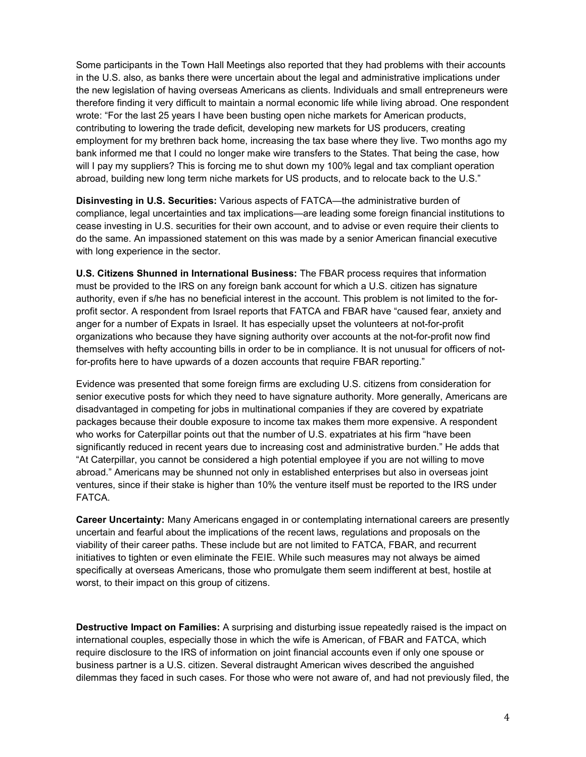Some participants in the Town Hall Meetings also reported that they had problems with their accounts in the U.S. also, as banks there were uncertain about the legal and administrative implications under the new legislation of having overseas Americans as clients. Individuals and small entrepreneurs were therefore finding it very difficult to maintain a normal economic life while living abroad. One respondent wrote: "For the last 25 years I have been busting open niche markets for American products, contributing to lowering the trade deficit, developing new markets for US producers, creating employment for my brethren back home, increasing the tax base where they live. Two months ago my bank informed me that I could no longer make wire transfers to the States. That being the case, how will I pay my suppliers? This is forcing me to shut down my 100% legal and tax compliant operation abroad, building new long term niche markets for US products, and to relocate back to the U.S."

**Disinvesting in U.S. Securities:** Various aspects of FATCA—the administrative burden of compliance, legal uncertainties and tax implications—are leading some foreign financial institutions to cease investing in U.S. securities for their own account, and to advise or even require their clients to do the same. An impassioned statement on this was made by a senior American financial executive with long experience in the sector.

**U.S. Citizens Shunned in International Business:** The FBAR process requires that information must be provided to the IRS on any foreign bank account for which a U.S. citizen has signature authority, even if s/he has no beneficial interest in the account. This problem is not limited to the for-profit sector. A respondent from Israel reports that FATCA and FBAR have "caused fear, anxiety and anger for a number of Expats in Israel. It has especially upset the volunteers at not-for-profit organizations who because they have signing authority over accounts at the not-for-profit now find themselves with hefty accounting bills in order to be in compliance. It is not unusual for officers of not-for-profits here to have upwards of a dozen accounts that require FBAR reporting."

Evidence was presented that some foreign firms are excluding U.S. citizens from consideration for senior executive posts for which they need to have signature authority. More generally, Americans are disadvantaged in competing for jobs in multinational companies if they are covered by expatriate packages because their double exposure to income tax makes them more expensive. A respondent who works for Caterpillar points out that the number of U.S. expatriates at his firm "have been significantly reduced in recent years due to increasing cost and administrative burden." He adds that "At Caterpillar, you cannot be considered a high potential employee if you are not willing to move abroad." Americans may be shunned not only in established enterprises but also in overseas joint ventures, since if their stake is higher than 10% the venture itself must be reported to the IRS under FATCA.

**Career Uncertainty:** Many Americans engaged in or contemplating international careers are presently uncertain and fearful about the implications of the recent laws, regulations and proposals on the viability of their career paths. These include but are not limited to FATCA, FBAR, and recurrent initiatives to tighten or even eliminate the FEIE. While such measures may not always be aimed specifically at overseas Americans, those who promulgate them seem indifferent at best, hostile at worst, to their impact on this group of citizens.

**Destructive Impact on Families:** A surprising and disturbing issue repeatedly raised is the impact on international couples, especially those in which the wife is American, of FBAR and FATCA, which require disclosure to the IRS of information on joint financial accounts even if only one spouse or business partner is a U.S. citizen. Several distraught American wives described the anguished dilemmas they faced in such cases. For those who were not aware of, and had not previously filed, the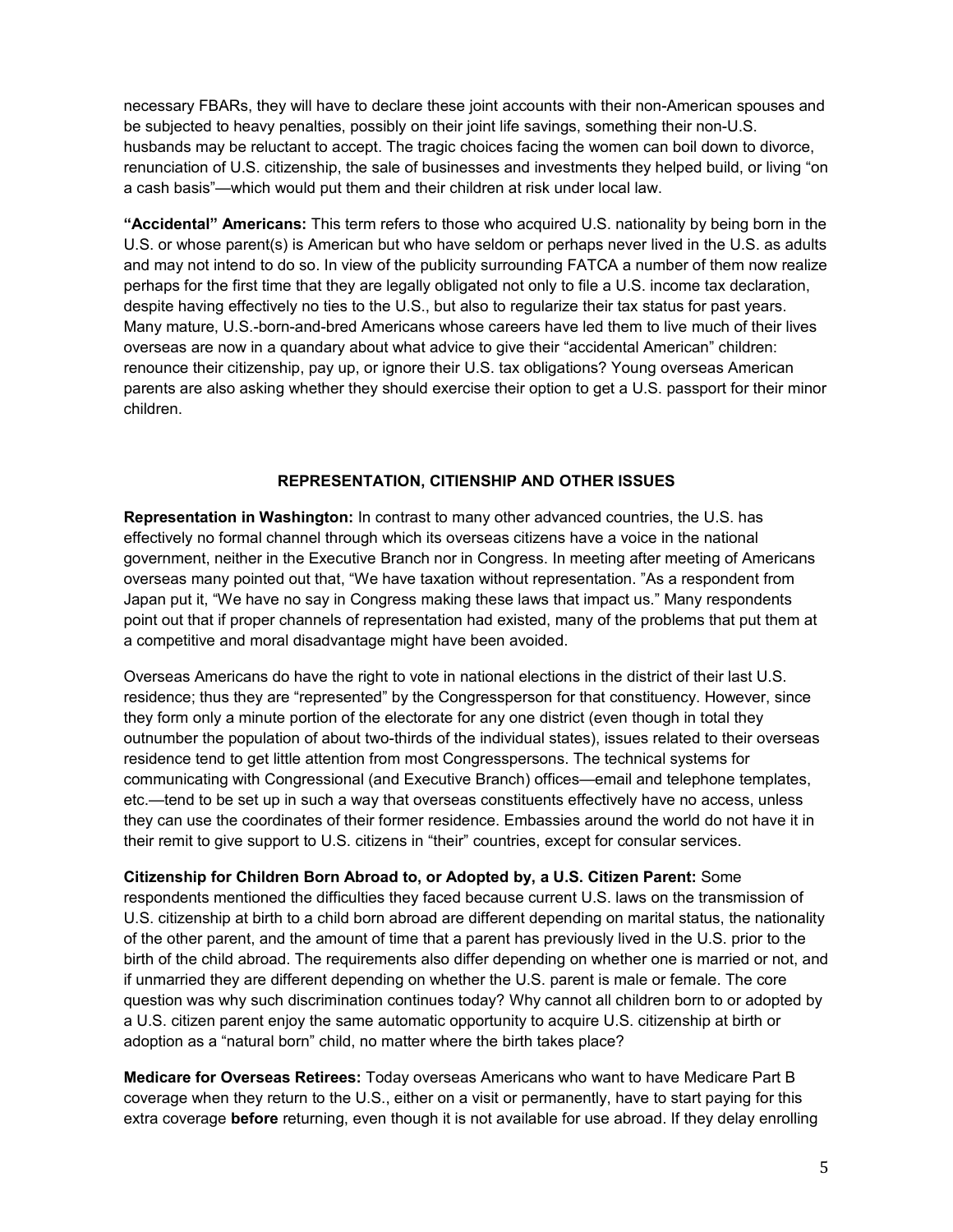necessary FBARs, they will have to declare these joint accounts with their non-American spouses and be subjected to heavy penalties, possibly on their joint life savings, something their non-U.S. husbands may be reluctant to accept. The tragic choices facing the women can boil down to divorce, renunciation of U.S. citizenship, the sale of businesses and investments they helped build, or living “on a cash basis”—which would put them and their children at risk under local law.

**“Accidental” Americans:** This term refers to those who acquired U.S. nationality by being born in the U.S. or whose parent(s) is American but who have seldom or perhaps never lived in the U.S. as adults and may not intend to do so. In view of the publicity surrounding FATCA a number of them now realize perhaps for the first time that they are legally obligated not only to file a U.S. income tax declaration, despite having effectively no ties to the U.S., but also to regularize their tax status for past years. Many mature, U.S.-born-and-bred Americans whose careers have led them to live much of their lives overseas are now in a quandary about what advice to give their “accidental American” children: renounce their citizenship, pay up, or ignore their U.S. tax obligations? Young overseas American parents are also asking whether they should exercise their option to get a U.S. passport for their minor children.

## REPRESENTATION, CITIENSHIP AND OTHER ISSUES

**Representation in Washington:** In contrast to many other advanced countries, the U.S. has effectively no formal channel through which its overseas citizens have a voice in the national government, neither in the Executive Branch nor in Congress. In meeting after meeting of Americans overseas many pointed out that, “We have taxation without representation. ”As a respondent from Japan put it, “We have no say in Congress making these laws that impact us.” Many respondents point out that if proper channels of representation had existed, many of the problems that put them at a competitive and moral disadvantage might have been avoided.

Overseas Americans do have the right to vote in national elections in the district of their last U.S. residence; thus they are “represented” by the Congressperson for that constituency. However, since they form only a minute portion of the electorate for any one district (even though in total they outnumber the population of about two-thirds of the individual states), issues related to their overseas residence tend to get little attention from most Congresspersons. The technical systems for communicating with Congressional (and Executive Branch) offices—email and telephone templates, etc.—tend to be set up in such a way that overseas constituents effectively have no access, unless they can use the coordinates of their former residence. Embassies around the world do not have it in their remit to give support to U.S. citizens in “their” countries, except for consular services.

**Citizenship for Children Born Abroad to, or Adopted by, a U.S. Citizen Parent:** Some respondents mentioned the difficulties they faced because current U.S. laws on the transmission of U.S. citizenship at birth to a child born abroad are different depending on marital status, the nationality of the other parent, and the amount of time that a parent has previously lived in the U.S. prior to the birth of the child abroad. The requirements also differ depending on whether one is married or not, and if unmarried they are different depending on whether the U.S. parent is male or female. The core question was why such discrimination continues today? Why cannot all children born to or adopted by a U.S. citizen parent enjoy the same automatic opportunity to acquire U.S. citizenship at birth or adoption as a “natural born” child, no matter where the birth takes place?

**Medicare for Overseas Retirees:** Today overseas Americans who want to have Medicare Part B coverage when they return to the U.S., either on a visit or permanently, have to start paying for this extra coverage **before** returning, even though it is not available for use abroad. If they delay enrolling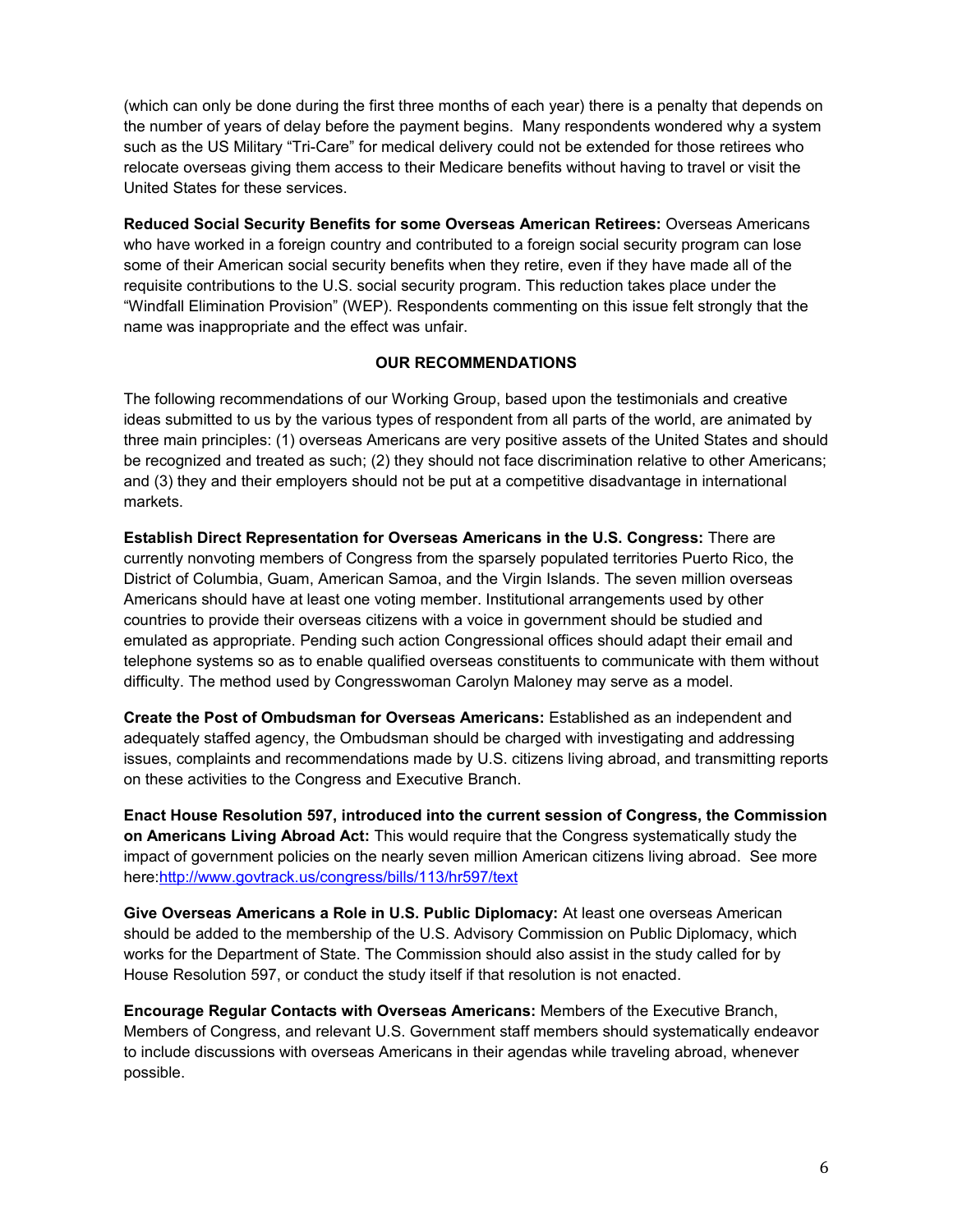(which can only be done during the first three months of each year) there is a penalty that depends on the number of years of delay before the payment begins. Many respondents wondered why a system such as the US Military "Tri-Care" for medical delivery could not be extended for those retirees who relocate overseas giving them access to their Medicare benefits without having to travel or visit the United States for these services.

**Reduced Social Security Benefits for some Overseas American Retirees:** Overseas Americans who have worked in a foreign country and contributed to a foreign social security program can lose some of their American social security benefits when they retire, even if they have made all of the requisite contributions to the U.S. social security program. This reduction takes place under the "Windfall Elimination Provision" (WEP). Respondents commenting on this issue felt strongly that the name was inappropriate and the effect was unfair.

## OUR RECOMMENDATIONS

The following recommendations of our Working Group, based upon the testimonials and creative ideas submitted to us by the various types of respondent from all parts of the world, are animated by three main principles: (1) overseas Americans are very positive assets of the United States and should be recognized and treated as such; (2) they should not face discrimination relative to other Americans; and (3) they and their employers should not be put at a competitive disadvantage in international markets.

**Establish Direct Representation for Overseas Americans in the U.S. Congress:** There are currently nonvoting members of Congress from the sparsely populated territories Puerto Rico, the District of Columbia, Guam, American Samoa, and the Virgin Islands. The seven million overseas Americans should have at least one voting member. Institutional arrangements used by other countries to provide their overseas citizens with a voice in government should be studied and emulated as appropriate. Pending such action Congressional offices should adapt their email and telephone systems so as to enable qualified overseas constituents to communicate with them without difficulty. The method used by Congresswoman Carolyn Maloney may serve as a model.

**Create the Post of Ombudsman for Overseas Americans:** Established as an independent and adequately staffed agency, the Ombudsman should be charged with investigating and addressing issues, complaints and recommendations made by U.S. citizens living abroad, and transmitting reports on these activities to the Congress and Executive Branch.

**Enact House Resolution 597, introduced into the current session of Congress, the Commission on Americans Living Abroad Act:** This would require that the Congress systematically study the impact of government policies on the nearly seven million American citizens living abroad. See more here:[http://www.govtrack.us/congress/bills/113/hr597/text](http://www.govtrack.us/congress/bills/113/hr597/text)

**Give Overseas Americans a Role in U.S. Public Diplomacy:** At least one overseas American should be added to the membership of the U.S. Advisory Commission on Public Diplomacy, which works for the Department of State. The Commission should also assist in the study called for by House Resolution 597, or conduct the study itself if that resolution is not enacted.

**Encourage Regular Contacts with Overseas Americans:** Members of the Executive Branch, Members of Congress, and relevant U.S. Government staff members should systematically endeavor to include discussions with overseas Americans in their agendas while traveling abroad, whenever possible.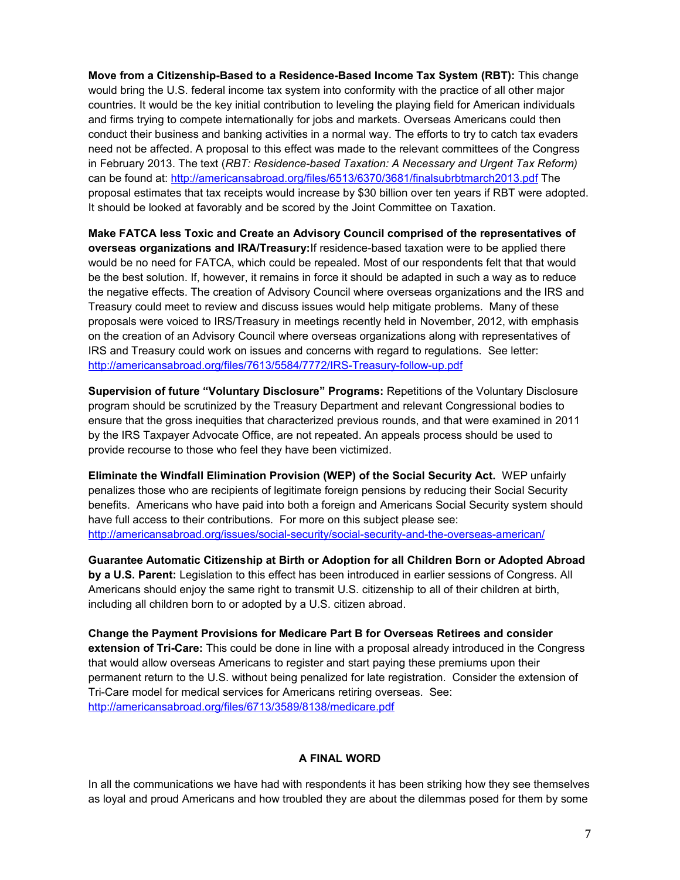**Move from a Citizenship-Based to a Residence-Based Income Tax System (RBT):** This change would bring the U.S. federal income tax system into conformity with the practice of all other major countries. It would be the key initial contribution to leveling the playing field for American individuals and firms trying to compete internationally for jobs and markets. Overseas Americans could then conduct their business and banking activities in a normal way. The efforts to try to catch tax evaders need not be affected. A proposal to this effect was made to the relevant committees of the Congress in February 2013. The text (*RBT: Residence-based Taxation: A Necessary and Urgent Tax Reform)* can be found at: http://americansabroad.org/files/6513/6370/3681/finalsubrbtmarch2013.pdf The proposal estimates that tax receipts would increase by $30 billion over ten years if RBT were adopted. It should be looked at favorably and be scored by the Joint Committee on Taxation.

**Make FATCA less Toxic and Create an Advisory Council comprised of the representatives of overseas organizations and IRA/Treasury:** If residence-based taxation were to be applied there would be no need for FATCA, which could be repealed. Most of our respondents felt that that would be the best solution. If, however, it remains in force it should be adapted in such a way as to reduce the negative effects. The creation of Advisory Council where overseas organizations and the IRS and Treasury could meet to review and discuss issues would help mitigate problems. Many of these proposals were voiced to IRS/Treasury in meetings recently held in November, 2012, with emphasis on the creation of an Advisory Council where overseas organizations along with representatives of IRS and Treasury could work on issues and concerns with regard to regulations. See letter: http://americansabroad.org/files/7613/5584/7772/IRS-Treasury-follow-up.pdf

**Supervision of future "Voluntary Disclosure" Programs:** Repetitions of the Voluntary Disclosure program should be scrutinized by the Treasury Department and relevant Congressional bodies to ensure that the gross inequities that characterized previous rounds, and that were examined in 2011 by the IRS Taxpayer Advocate Office, are not repeated. An appeals process should be used to provide recourse to those who feel they have been victimized.

**Eliminate the Windfall Elimination Provision (WEP) of the Social Security Act.** WEP unfairly penalizes those who are recipients of legitimate foreign pensions by reducing their Social Security benefits. Americans who have paid into both a foreign and Americans Social Security system should have full access to their contributions. For more on this subject please see: http://americansabroad.org/issues/social-security/social-security-and-the-overseas-american/

**Guarantee Automatic Citizenship at Birth or Adoption for all Children Born or Adopted Abroad by a U.S. Parent:** Legislation to this effect has been introduced in earlier sessions of Congress. All Americans should enjoy the same right to transmit U.S. citizenship to all of their children at birth, including all children born to or adopted by a U.S. citizen abroad.

**Change the Payment Provisions for Medicare Part B for Overseas Retirees and consider extension of Tri-Care:** This could be done in line with a proposal already introduced in the Congress that would allow overseas Americans to register and start paying these premiums upon their permanent return to the U.S. without being penalized for late registration. Consider the extension of Tri-Care model for medical services for Americans retiring overseas. See: http://americansabroad.org/files/6713/3589/8138/medicare.pdf

## A FINAL WORD

In all the communications we have had with respondents it has been striking how they see themselves as loyal and proud Americans and how troubled they are about the dilemmas posed for them by some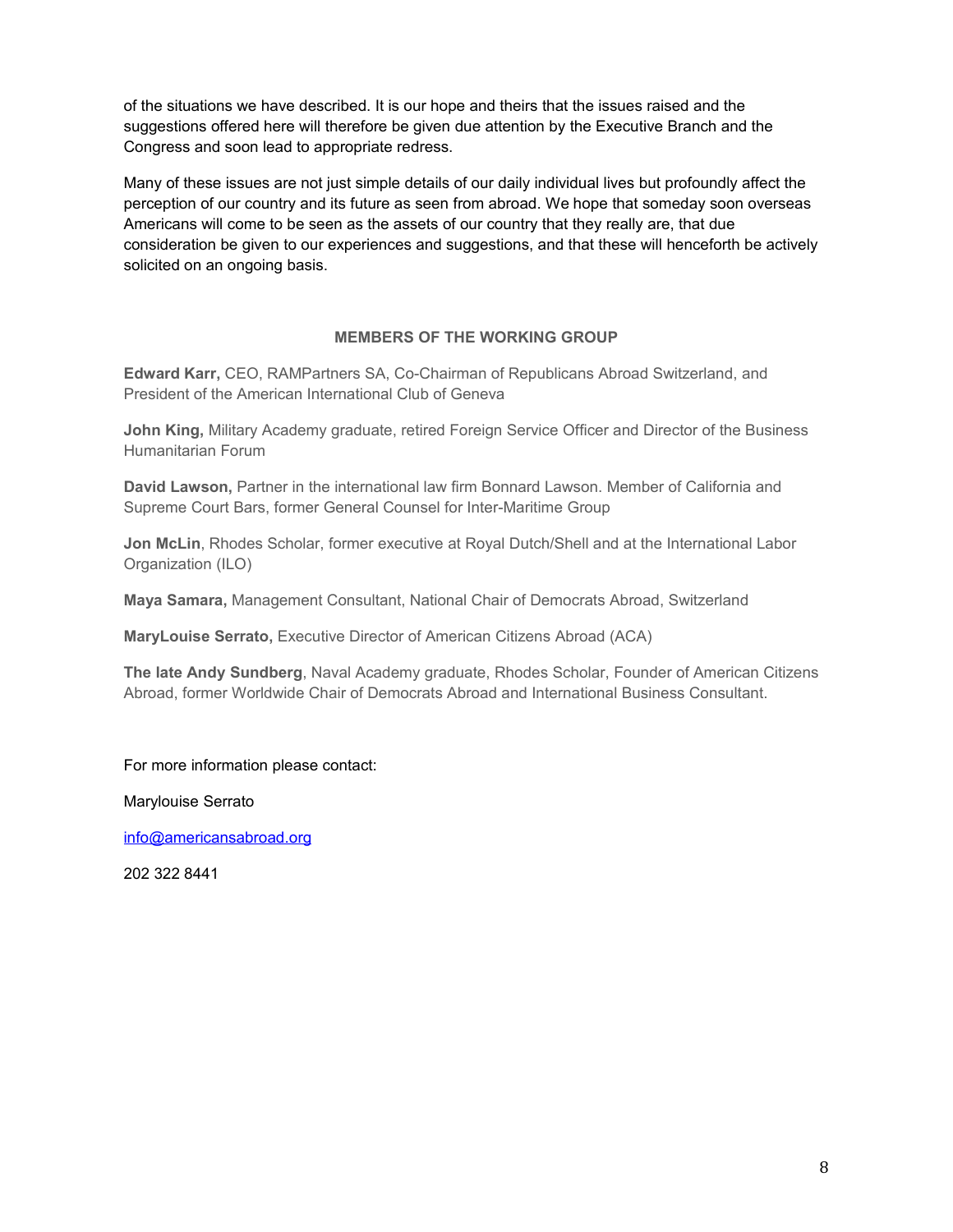of the situations we have described. It is our hope and theirs that the issues raised and the suggestions offered here will therefore be given due attention by the Executive Branch and the Congress and soon lead to appropriate redress.

Many of these issues are not just simple details of our daily individual lives but profoundly affect the perception of our country and its future as seen from abroad. We hope that someday soon overseas Americans will come to be seen as the assets of our country that they really are, that due consideration be given to our experiences and suggestions, and that these will henceforth be actively solicited on an ongoing basis.

## MEMBERS OF THE WORKING GROUP

**Edward Karr,** CEO, RAMPartners SA, Co-Chairman of Republicans Abroad Switzerland, and President of the American International Club of Geneva

**John King,** Military Academy graduate, retired Foreign Service Officer and Director of the Business Humanitarian Forum

**David Lawson,** Partner in the international law firm Bonnard Lawson. Member of California and Supreme Court Bars, former General Counsel for Inter-Maritime Group

**Jon McLin**, Rhodes Scholar, former executive at Royal Dutch/Shell and at the International Labor Organization (ILO)

**Maya Samara,** Management Consultant, National Chair of Democrats Abroad, Switzerland

**MaryLouise Serrato,** Executive Director of American Citizens Abroad (ACA)

**The late Andy Sundberg**, Naval Academy graduate, Rhodes Scholar, Founder of American Citizens Abroad, former Worldwide Chair of Democrats Abroad and International Business Consultant.

For more information please contact:

Marylouise Serrato

info@americansabroad.org

202 322 8441